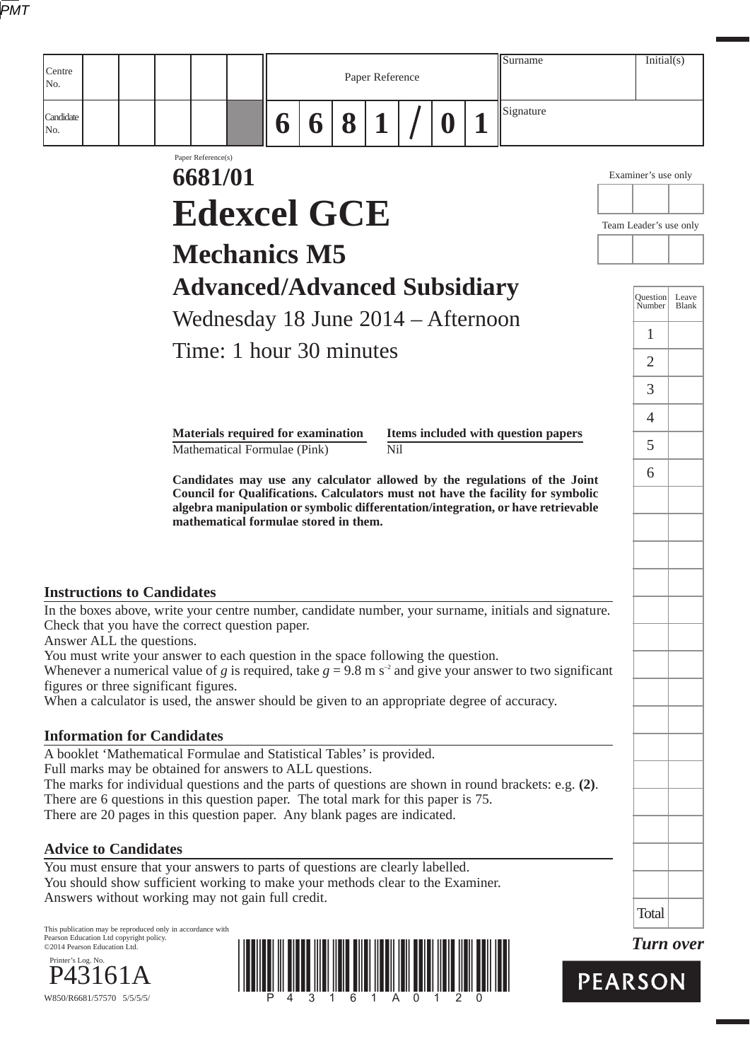| Centre No. | | | | | | Paper Reference | | | | | | | Surname | Initial(s) |
|---|---|---|---|---|---|---|---|---|---|---|---|---|---|---|
| Candidate No. | | | | | | 6 | 6 | 8 | 1 | / | 0 | 1 | Signature | |

Paper Reference(s)

# 6681/01

# Edexcel GCE

## Mechanics M5

## Advanced/Advanced Subsidiary

Wednesday 18 June 2014 – Afternoon

Time: 1 hour 30 minutes

| Materials required for examination | Items included with question papers |
|---|---|
| Mathematical Formulae (Pink) | Nil |

**Candidates may use any calculator allowed by the regulations of the Joint Council for Qualifications. Calculators must not have the facility for symbolic algebra manipulation or symbolic differentiation/integration, or have retrievable mathematical formulae stored in them.**

Examiner's use only

Team Leader's use only

| Question Number | Leave Blank |
|---|---|
| 1 | |
| 2 | |
| 3 | |
| 4 | |
| 5 | |
| 6 | |
| Total | |

### Instructions to Candidates

In the boxes above, write your centre number, candidate number, your surname, initials and signature.
Check that you have the correct question paper.
Answer ALL the questions.
You must write your answer to each question in the space following the question.
Whenever a numerical value of $g$ is required, take $g = 9.8 \text{ m s}^{-2}$ and give your answer to two significant figures or three significant figures.
When a calculator is used, the answer should be given to an appropriate degree of accuracy.

### Information for Candidates

A booklet 'Mathematical Formulae and Statistical Tables' is provided.
Full marks may be obtained for answers to ALL questions.
The marks for individual questions and the parts of questions are shown in round brackets: e.g. **(2)**.
There are 6 questions in this question paper. The total mark for this paper is 75.
There are 20 pages in this question paper. Any blank pages are indicated.

### Advice to Candidates

You must ensure that your answers to parts of questions are clearly labelled.
You should show sufficient working to make your methods clear to the Examiner.
Answers without working may not gain full credit.

This publication may be reproduced only in accordance with Pearson Education Ltd copyright policy.
©2014 Pearson Education Ltd.

Printer's Log. No.
P43161A

W850/R6681/57570 5/5/5/

*Turn over*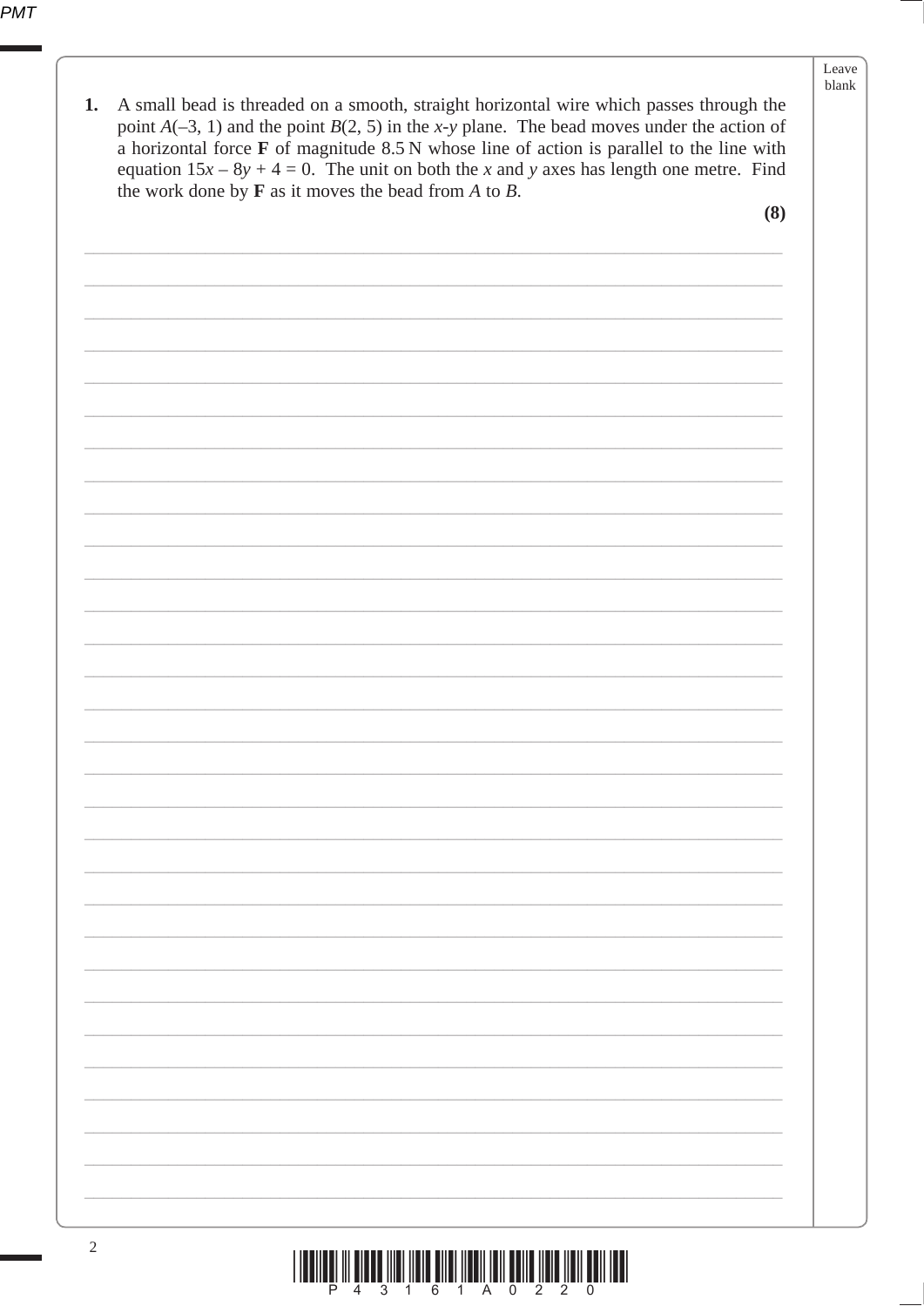**1.** A small bead is threaded on a smooth, straight horizontal wire which passes through the point $A(-3, 1)$ and the point $B(2, 5)$ in the $x$-$y$ plane. The bead moves under the action of a horizontal force $\mathbf{F}$ of magnitude 8.5 N whose line of action is parallel to the line with equation $15x - 8y + 4 = 0$. The unit on both the $x$ and $y$ axes has length one metre. Find the work done by $\mathbf{F}$ as it moves the bead from $A$ to $B$.

**(8)**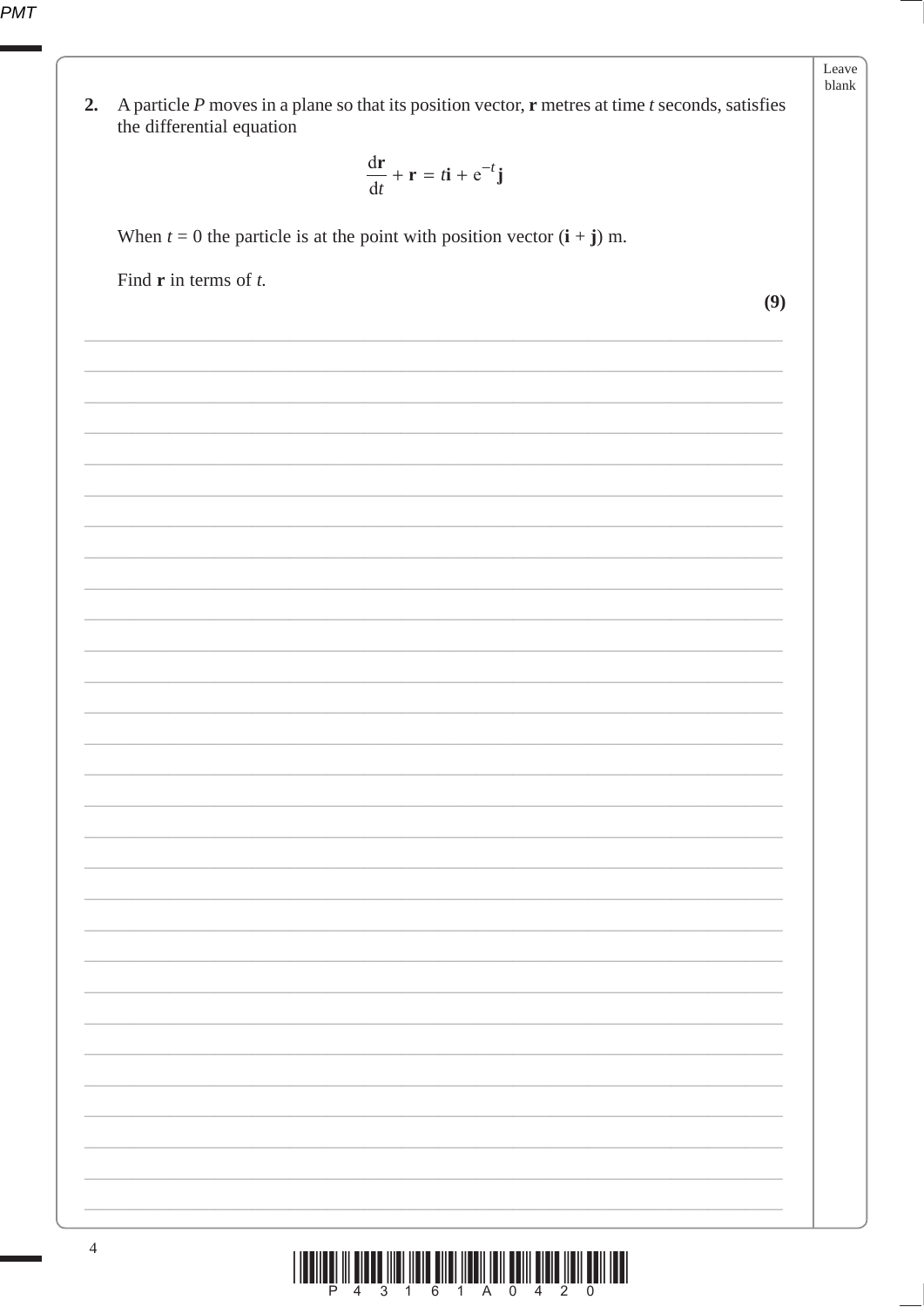**2.** A particle $P$ moves in a plane so that its position vector, $\mathbf{r}$ metres at time $t$ seconds, satisfies the differential equation

$$\frac{\mathrm{d}\mathbf{r}}{\mathrm{d}t} + \mathbf{r} = t\mathbf{i} + \mathrm{e}^{-t}\mathbf{j}$$

When $t = 0$ the particle is at the point with position vector $(\mathbf{i} + \mathbf{j})$ m.

Find $\mathbf{r}$ in terms of $t$.

**(9)**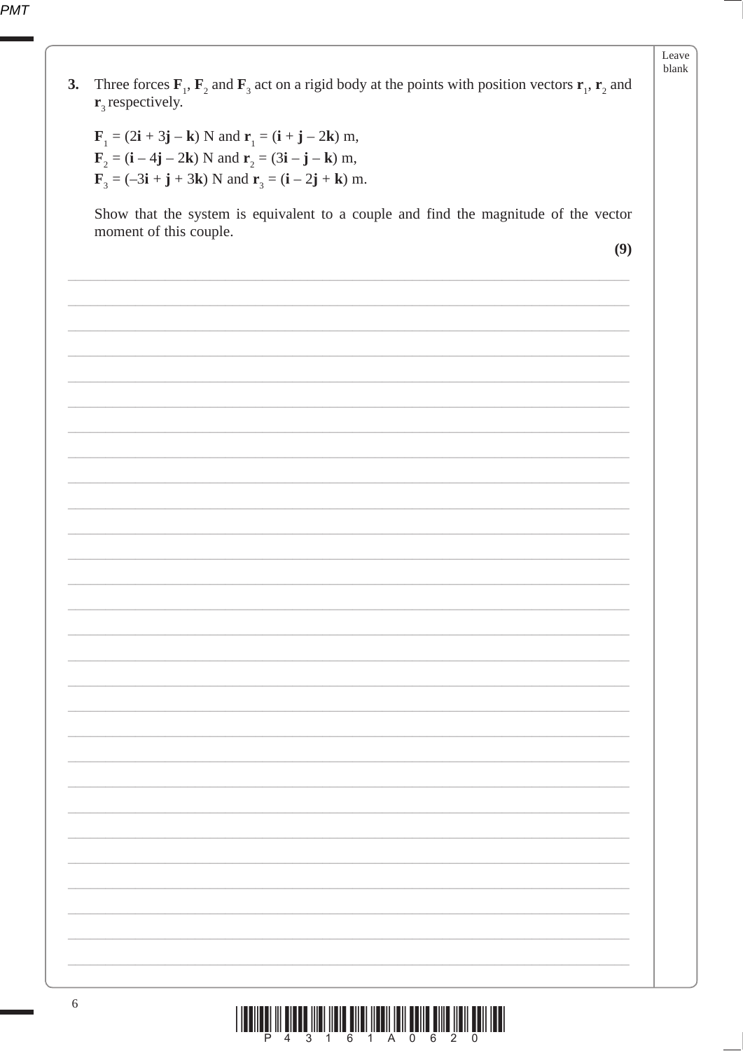**3.** Three forces $\mathbf{F}_1$, $\mathbf{F}_2$ and $\mathbf{F}_3$ act on a rigid body at the points with position vectors $\mathbf{r}_1$, $\mathbf{r}_2$ and $\mathbf{r}_3$ respectively.

$\mathbf{F}_1 = (2\mathbf{i} + 3\mathbf{j} - \mathbf{k})$ N and $\mathbf{r}_1 = (\mathbf{i} + \mathbf{j} - 2\mathbf{k})$ m,
$\mathbf{F}_2 = (\mathbf{i} - 4\mathbf{j} - 2\mathbf{k})$ N and $\mathbf{r}_2 = (3\mathbf{i} - \mathbf{j} - \mathbf{k})$ m,
$\mathbf{F}_3 = (-3\mathbf{i} + \mathbf{j} + 3\mathbf{k})$ N and $\mathbf{r}_3 = (\mathbf{i} - 2\mathbf{j} + \mathbf{k})$ m.

Show that the system is equivalent to a couple and find the magnitude of the vector moment of this couple.

**(9)**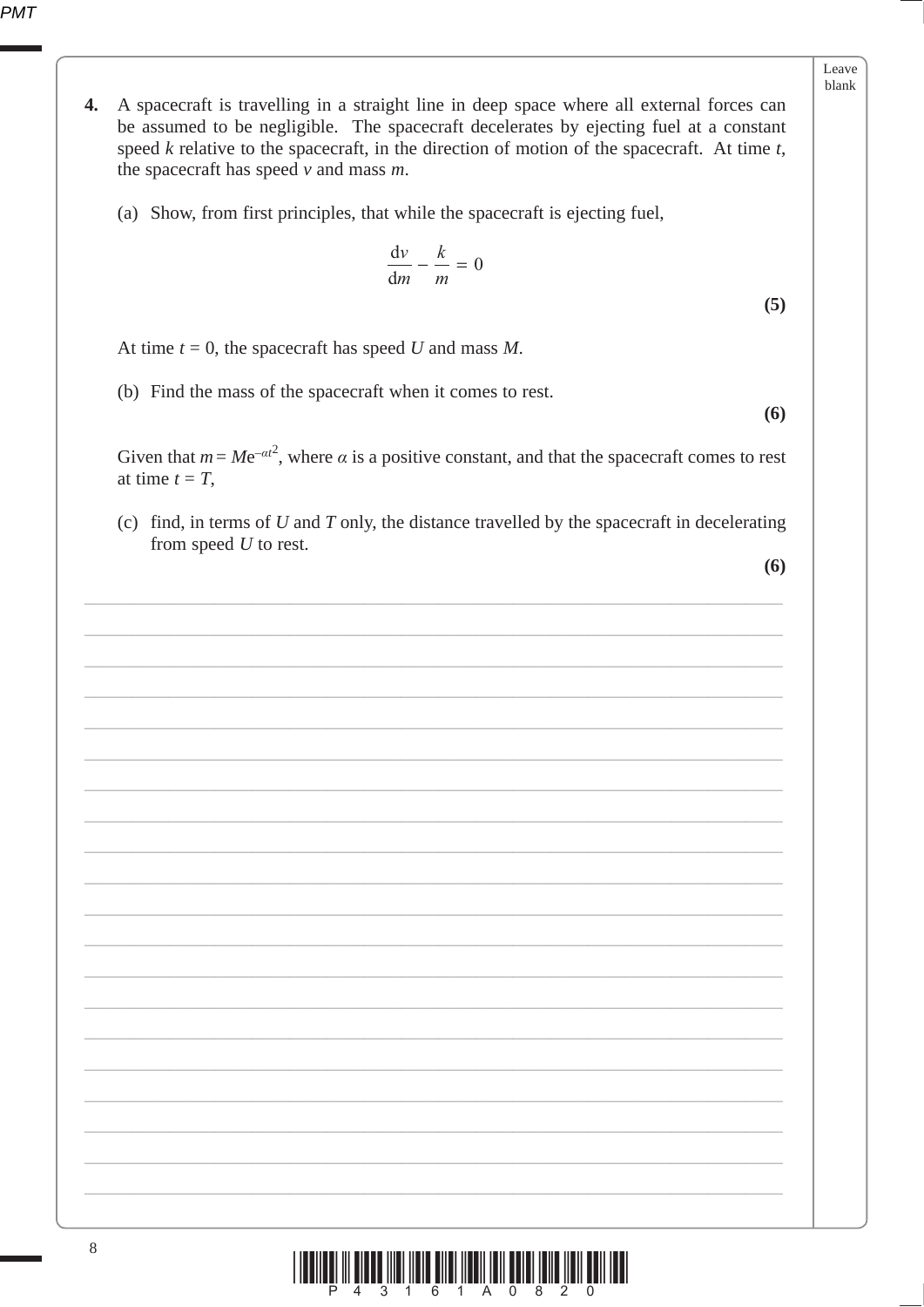**4.** A spacecraft is travelling in a straight line in deep space where all external forces can be assumed to be negligible. The spacecraft decelerates by ejecting fuel at a constant speed $k$ relative to the spacecraft, in the direction of motion of the spacecraft. At time $t$, the spacecraft has speed $v$ and mass $m$.

(a) Show, from first principles, that while the spacecraft is ejecting fuel,

$$\frac{\mathrm{d}v}{\mathrm{d}m} - \frac{k}{m} = 0$$

**(5)**

At time $t = 0$, the spacecraft has speed $U$ and mass $M$.

(b) Find the mass of the spacecraft when it comes to rest.

**(6)**

Given that $m = M\mathrm{e}^{-\alpha t^2}$, where $\alpha$ is a positive constant, and that the spacecraft comes to rest at time $t = T$,

(c) find, in terms of $U$ and $T$ only, the distance travelled by the spacecraft in decelerating from speed $U$ to rest.

**(6)**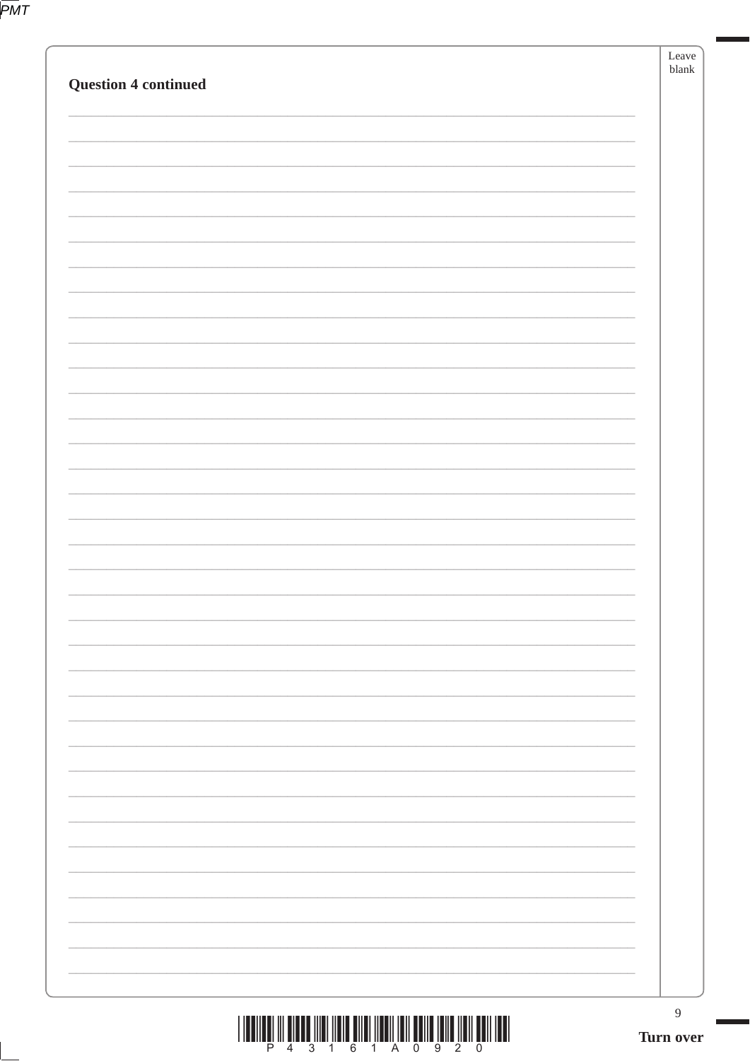**Question 4 continued**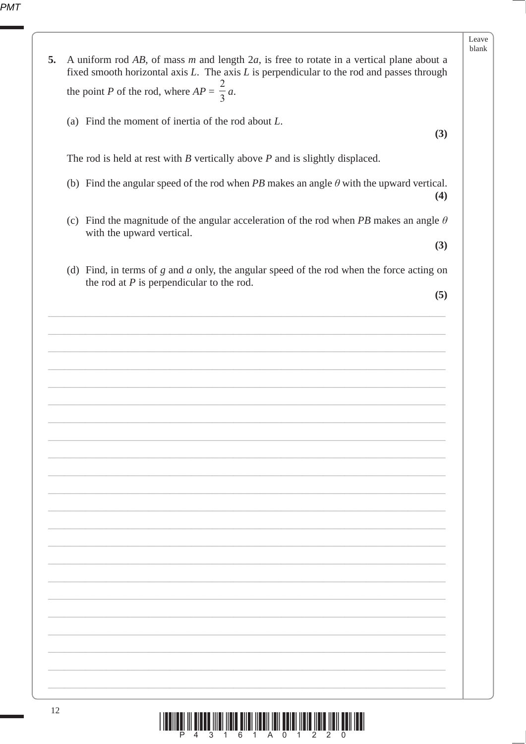**5.** A uniform rod $AB$, of mass $m$ and length $2a$, is free to rotate in a vertical plane about a fixed smooth horizontal axis $L$. The axis $L$ is perpendicular to the rod and passes through the point $P$ of the rod, where $AP = \frac{2}{3}a$.

(a) Find the moment of inertia of the rod about $L$.
**(3)**

The rod is held at rest with $B$ vertically above $P$ and is slightly displaced.

(b) Find the angular speed of the rod when $PB$ makes an angle $\theta$ with the upward vertical.
**(4)**

(c) Find the magnitude of the angular acceleration of the rod when $PB$ makes an angle $\theta$ with the upward vertical.
**(3)**

(d) Find, in terms of $g$ and $a$ only, the angular speed of the rod when the force acting on the rod at $P$ is perpendicular to the rod.
**(5)**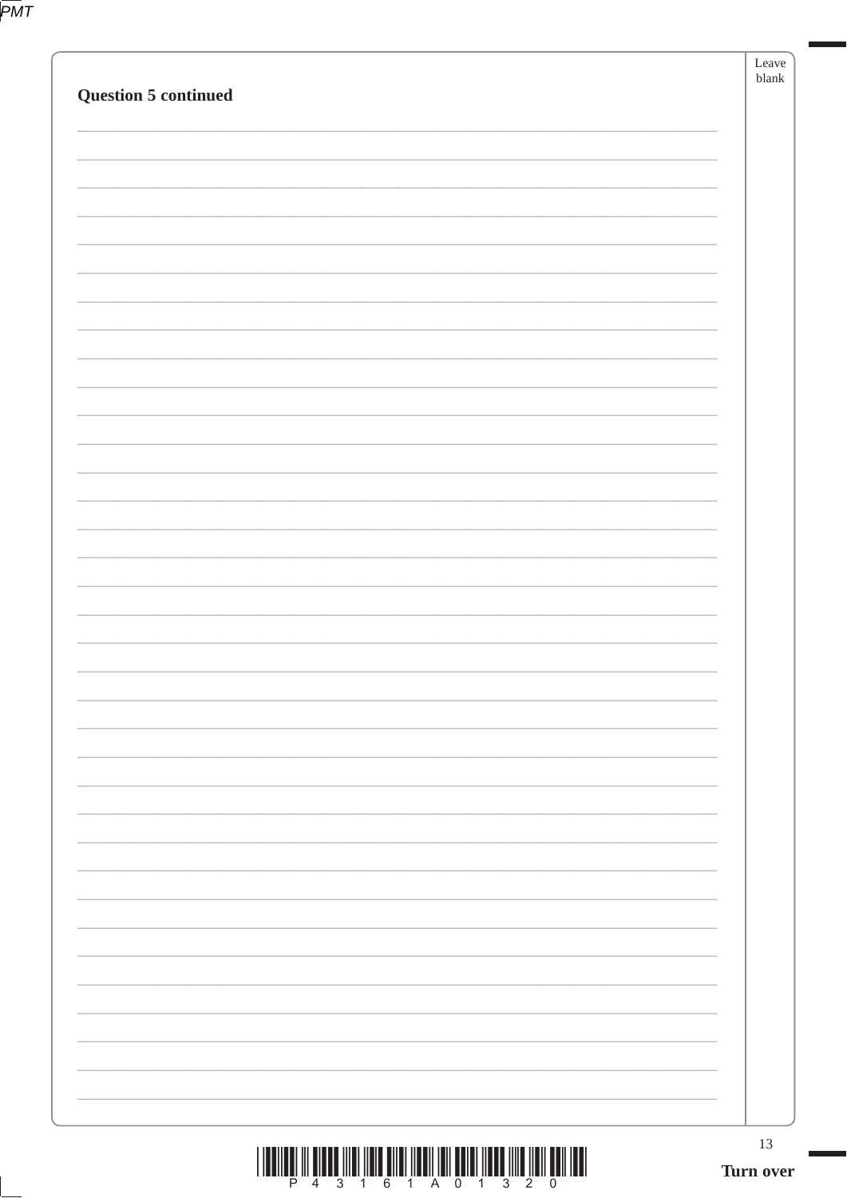**Question 5 continued**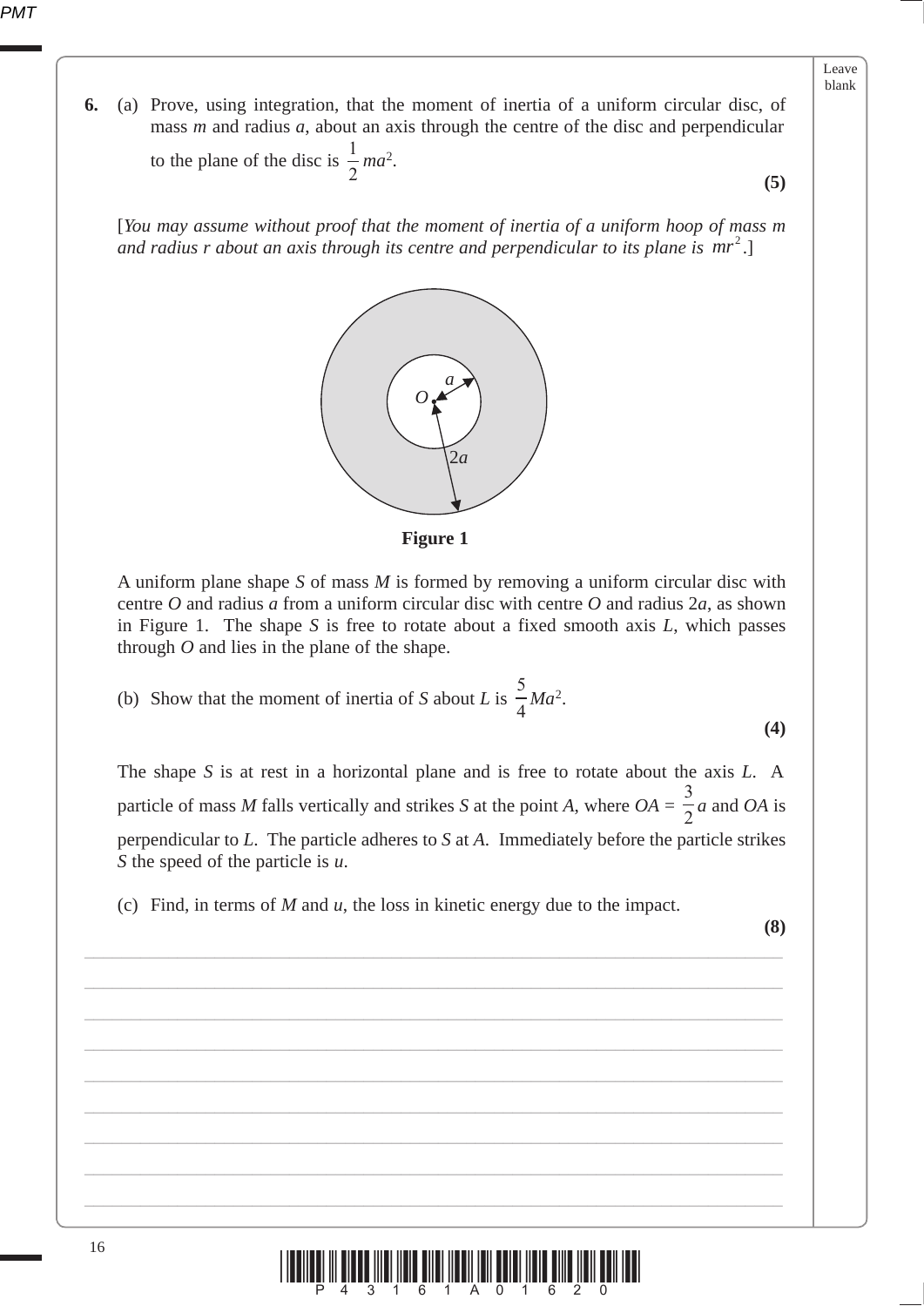**6.** (a) Prove, using integration, that the moment of inertia of a uniform circular disc, of mass $m$ and radius $a$, about an axis through the centre of the disc and perpendicular to the plane of the disc is $\frac{1}{2}ma^2$.

**(5)**

[*You may assume without proof that the moment of inertia of a uniform hoop of mass m and radius r about an axis through its centre and perpendicular to its plane is* $mr^2$.]

**Figure 1**

A uniform plane shape $S$ of mass $M$ is formed by removing a uniform circular disc with centre $O$ and radius $a$ from a uniform circular disc with centre $O$ and radius $2a$, as shown in Figure 1. The shape $S$ is free to rotate about a fixed smooth axis $L$, which passes through $O$ and lies in the plane of the shape.

(b) Show that the moment of inertia of $S$ about $L$ is $\frac{5}{4}Ma^2$.

**(4)**

The shape $S$ is at rest in a horizontal plane and is free to rotate about the axis $L$. A particle of mass $M$ falls vertically and strikes $S$ at the point $A$, where $OA = \frac{3}{2}a$ and $OA$ is perpendicular to $L$. The particle adheres to $S$ at $A$. Immediately before the particle strikes $S$ the speed of the particle is $u$.

(c) Find, in terms of $M$ and $u$, the loss in kinetic energy due to the impact.

**(8)**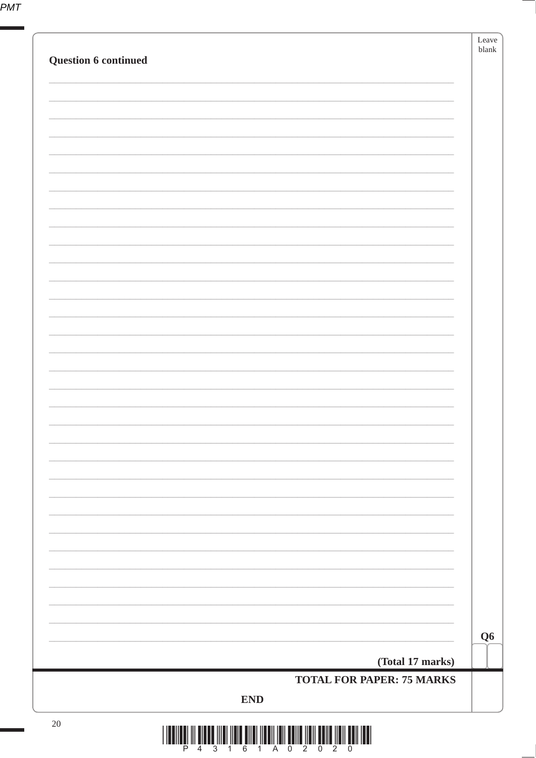**Question 6 continued**

**(Total 17 marks)**

**TOTAL FOR PAPER: 75 MARKS**

**END**